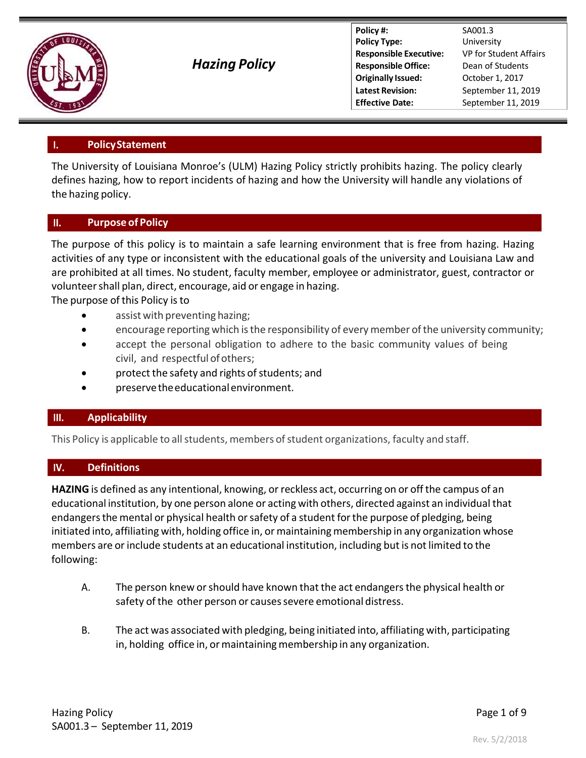# Hazing Policy

| | |
|---|---|
| **Policy #:** | SA001.3 |
| **Policy Type:** | University |
| **Responsible Executive:** | VP for Student Affairs |
| **Responsible Office:** | Dean of Students |
| **Originally Issued:** | October 1, 2017 |
| **Latest Revision:** | September 11, 2019 |
| **Effective Date:** | September 11, 2019 |

## I. Policy Statement

The University of Louisiana Monroe's (ULM) Hazing Policy strictly prohibits hazing. The policy clearly defines hazing, how to report incidents of hazing and how the University will handle any violations of the hazing policy.

## II. Purpose of Policy

The purpose of this policy is to maintain a safe learning environment that is free from hazing. Hazing activities of any type or inconsistent with the educational goals of the university and Louisiana Law and are prohibited at all times. No student, faculty member, employee or administrator, guest, contractor or volunteer shall plan, direct, encourage, aid or engage in hazing.

The purpose of this Policy is to

- assist with preventing hazing;
- encourage reporting which is the responsibility of every member of the university community;
- accept the personal obligation to adhere to the basic community values of being civil, and respectful of others;
- protect the safety and rights of students; and
- preserve the educational environment.

## III. Applicability

This Policy is applicable to all students, members of student organizations, faculty and staff.

## IV. Definitions

**HAZING** is defined as any intentional, knowing, or reckless act, occurring on or off the campus of an educational institution, by one person alone or acting with others, directed against an individual that endangers the mental or physical health or safety of a student for the purpose of pledging, being initiated into, affiliating with, holding office in, or maintaining membership in any organization whose members are or include students at an educational institution, including but is not limited to the following:

A. The person knew or should have known that the act endangers the physical health or safety of the other person or causes severe emotional distress.

B. The act was associated with pledging, being initiated into, affiliating with, participating in, holding office in, or maintaining membership in any organization.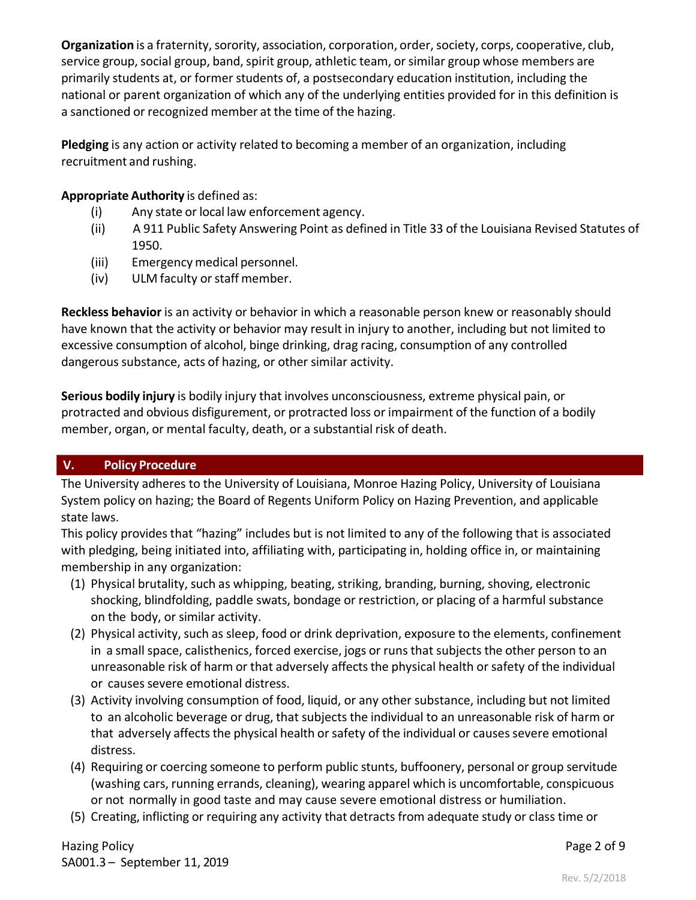**Organization** is a fraternity, sorority, association, corporation, order, society, corps, cooperative, club, service group, social group, band, spirit group, athletic team, or similar group whose members are primarily students at, or former students of, a postsecondary education institution, including the national or parent organization of which any of the underlying entities provided for in this definition is a sanctioned or recognized member at the time of the hazing.

**Pledging** is any action or activity related to becoming a member of an organization, including recruitment and rushing.

**Appropriate Authority** is defined as:

- (i) Any state or local law enforcement agency.
- (ii) A 911 Public Safety Answering Point as defined in Title 33 of the Louisiana Revised Statutes of 1950.
- (iii) Emergency medical personnel.
- (iv) ULM faculty or staff member.

**Reckless behavior** is an activity or behavior in which a reasonable person knew or reasonably should have known that the activity or behavior may result in injury to another, including but not limited to excessive consumption of alcohol, binge drinking, drag racing, consumption of any controlled dangerous substance, acts of hazing, or other similar activity.

**Serious bodily injury** is bodily injury that involves unconsciousness, extreme physical pain, or protracted and obvious disfigurement, or protracted loss or impairment of the function of a bodily member, organ, or mental faculty, death, or a substantial risk of death.

## V. Policy Procedure

The University adheres to the University of Louisiana, Monroe Hazing Policy, University of Louisiana System policy on hazing; the Board of Regents Uniform Policy on Hazing Prevention, and applicable state laws.

This policy provides that "hazing" includes but is not limited to any of the following that is associated with pledging, being initiated into, affiliating with, participating in, holding office in, or maintaining membership in any organization:

1. Physical brutality, such as whipping, beating, striking, branding, burning, shoving, electronic shocking, blindfolding, paddle swats, bondage or restriction, or placing of a harmful substance on the body, or similar activity.
2. Physical activity, such as sleep, food or drink deprivation, exposure to the elements, confinement in a small space, calisthenics, forced exercise, jogs or runs that subjects the other person to an unreasonable risk of harm or that adversely affects the physical health or safety of the individual or causes severe emotional distress.
3. Activity involving consumption of food, liquid, or any other substance, including but not limited to an alcoholic beverage or drug, that subjects the individual to an unreasonable risk of harm or that adversely affects the physical health or safety of the individual or causes severe emotional distress.
4. Requiring or coercing someone to perform public stunts, buffoonery, personal or group servitude (washing cars, running errands, cleaning), wearing apparel which is uncomfortable, conspicuous or not normally in good taste and may cause severe emotional distress or humiliation.
5. Creating, inflicting or requiring any activity that detracts from adequate study or class time or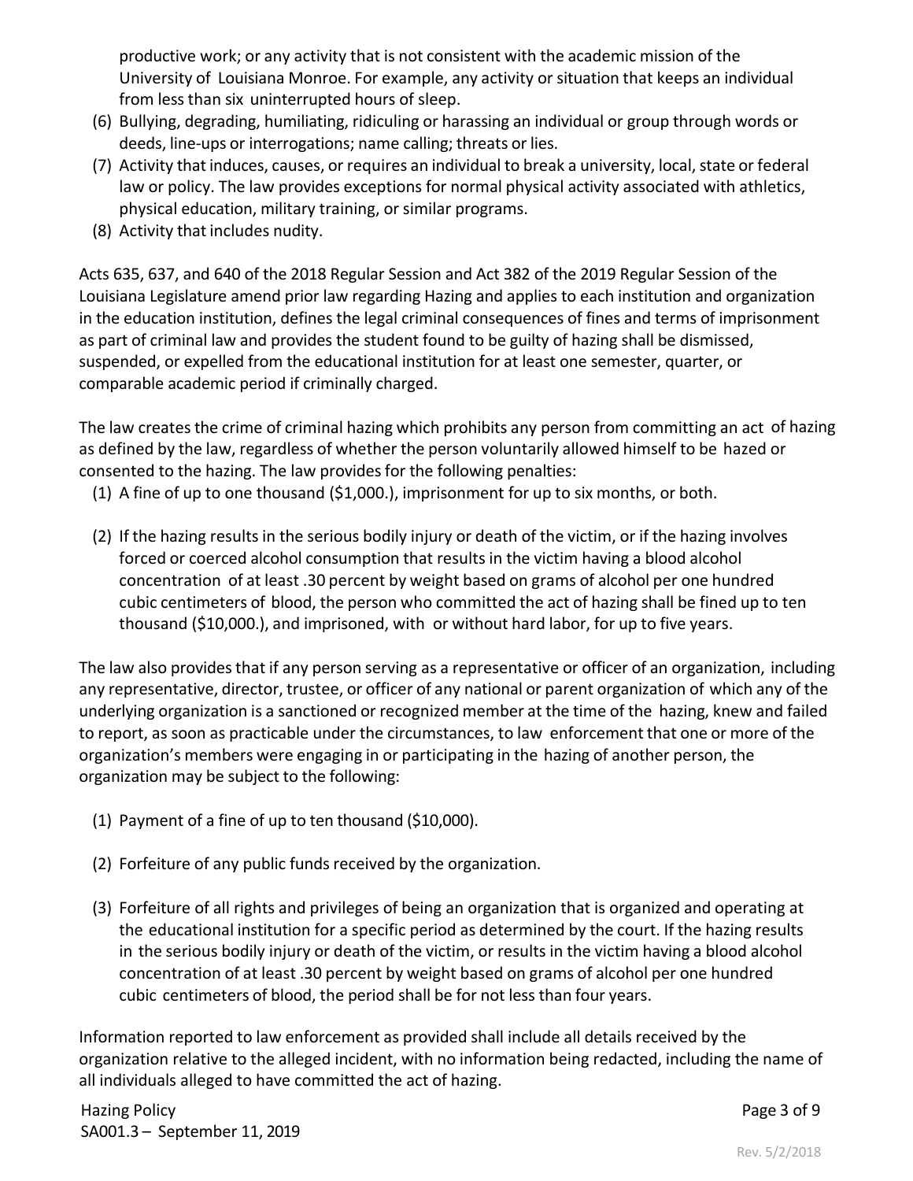productive work; or any activity that is not consistent with the academic mission of the University of Louisiana Monroe. For example, any activity or situation that keeps an individual from less than six uninterrupted hours of sleep.

(6) Bullying, degrading, humiliating, ridiculing or harassing an individual or group through words or deeds, line-ups or interrogations; name calling; threats or lies.

(7) Activity that induces, causes, or requires an individual to break a university, local, state or federal law or policy. The law provides exceptions for normal physical activity associated with athletics, physical education, military training, or similar programs.

(8) Activity that includes nudity.

Acts 635, 637, and 640 of the 2018 Regular Session and Act 382 of the 2019 Regular Session of the Louisiana Legislature amend prior law regarding Hazing and applies to each institution and organization in the education institution, defines the legal criminal consequences of fines and terms of imprisonment as part of criminal law and provides the student found to be guilty of hazing shall be dismissed, suspended, or expelled from the educational institution for at least one semester, quarter, or comparable academic period if criminally charged.

The law creates the crime of criminal hazing which prohibits any person from committing an act of hazing as defined by the law, regardless of whether the person voluntarily allowed himself to be hazed or consented to the hazing. The law provides for the following penalties:

(1) A fine of up to one thousand ($1,000.), imprisonment for up to six months, or both.

(2) If the hazing results in the serious bodily injury or death of the victim, or if the hazing involves forced or coerced alcohol consumption that results in the victim having a blood alcohol concentration of at least .30 percent by weight based on grams of alcohol per one hundred cubic centimeters of blood, the person who committed the act of hazing shall be fined up to ten thousand ($10,000.), and imprisoned, with or without hard labor, for up to five years.

The law also provides that if any person serving as a representative or officer of an organization, including any representative, director, trustee, or officer of any national or parent organization of which any of the underlying organization is a sanctioned or recognized member at the time of the hazing, knew and failed to report, as soon as practicable under the circumstances, to law enforcement that one or more of the organization's members were engaging in or participating in the hazing of another person, the organization may be subject to the following:

(1) Payment of a fine of up to ten thousand ($10,000).

(2) Forfeiture of any public funds received by the organization.

(3) Forfeiture of all rights and privileges of being an organization that is organized and operating at the educational institution for a specific period as determined by the court. If the hazing results in the serious bodily injury or death of the victim, or results in the victim having a blood alcohol concentration of at least .30 percent by weight based on grams of alcohol per one hundred cubic centimeters of blood, the period shall be for not less than four years.

Information reported to law enforcement as provided shall include all details received by the organization relative to the alleged incident, with no information being redacted, including the name of all individuals alleged to have committed the act of hazing.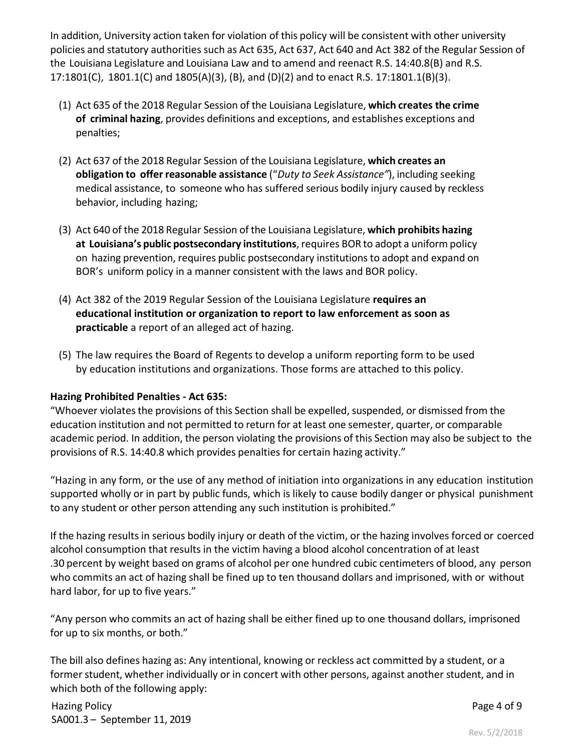In addition, University action taken for violation of this policy will be consistent with other university policies and statutory authorities such as Act 635, Act 637, Act 640 and Act 382 of the Regular Session of the Louisiana Legislature and Louisiana Law and to amend and reenact R.S. 14:40.8(B) and R.S. 17:1801(C), 1801.1(C) and 1805(A)(3), (B), and (D)(2) and to enact R.S. 17:1801.1(B)(3).

(1) Act 635 of the 2018 Regular Session of the Louisiana Legislature, **which creates the crime of criminal hazing**, provides definitions and exceptions, and establishes exceptions and penalties;

(2) Act 637 of the 2018 Regular Session of the Louisiana Legislature, **which creates an obligation to offer reasonable assistance** ("*Duty to Seek Assistance"*), including seeking medical assistance, to someone who has suffered serious bodily injury caused by reckless behavior, including hazing;

(3) Act 640 of the 2018 Regular Session of the Louisiana Legislature, **which prohibits hazing at Louisiana's public postsecondary institutions**, requires BOR to adopt a uniform policy on hazing prevention, requires public postsecondary institutions to adopt and expand on BOR's uniform policy in a manner consistent with the laws and BOR policy.

(4) Act 382 of the 2019 Regular Session of the Louisiana Legislature **requires an educational institution or organization to report to law enforcement as soon as practicable** a report of an alleged act of hazing.

(5) The law requires the Board of Regents to develop a uniform reporting form to be used by education institutions and organizations. Those forms are attached to this policy.

**Hazing Prohibited Penalties - Act 635:**

"Whoever violates the provisions of this Section shall be expelled, suspended, or dismissed from the education institution and not permitted to return for at least one semester, quarter, or comparable academic period. In addition, the person violating the provisions of this Section may also be subject to the provisions of R.S. 14:40.8 which provides penalties for certain hazing activity."

"Hazing in any form, or the use of any method of initiation into organizations in any education institution supported wholly or in part by public funds, which is likely to cause bodily danger or physical punishment to any student or other person attending any such institution is prohibited."

If the hazing results in serious bodily injury or death of the victim, or the hazing involves forced or coerced alcohol consumption that results in the victim having a blood alcohol concentration of at least .30 percent by weight based on grams of alcohol per one hundred cubic centimeters of blood, any person who commits an act of hazing shall be fined up to ten thousand dollars and imprisoned, with or without hard labor, for up to five years."

"Any person who commits an act of hazing shall be either fined up to one thousand dollars, imprisoned for up to six months, or both."

The bill also defines hazing as: Any intentional, knowing or reckless act committed by a student, or a former student, whether individually or in concert with other persons, against another student, and in which both of the following apply: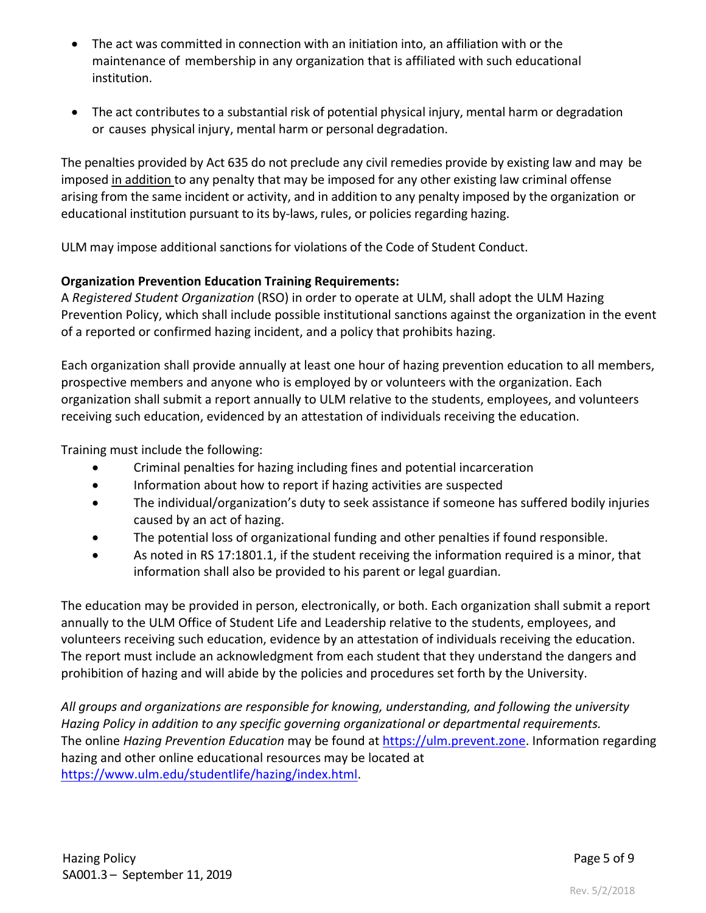- The act was committed in connection with an initiation into, an affiliation with or the maintenance of membership in any organization that is affiliated with such educational institution.

- The act contributes to a substantial risk of potential physical injury, mental harm or degradation or causes physical injury, mental harm or personal degradation.

The penalties provided by Act 635 do not preclude any civil remedies provide by existing law and may be imposed <u>in addition</u> to any penalty that may be imposed for any other existing law criminal offense arising from the same incident or activity, and in addition to any penalty imposed by the organization or educational institution pursuant to its by-laws, rules, or policies regarding hazing.

ULM may impose additional sanctions for violations of the Code of Student Conduct.

**Organization Prevention Education Training Requirements:**
A *Registered Student Organization* (RSO) in order to operate at ULM, shall adopt the ULM Hazing Prevention Policy, which shall include possible institutional sanctions against the organization in the event of a reported or confirmed hazing incident, and a policy that prohibits hazing.

Each organization shall provide annually at least one hour of hazing prevention education to all members, prospective members and anyone who is employed by or volunteers with the organization. Each organization shall submit a report annually to ULM relative to the students, employees, and volunteers receiving such education, evidenced by an attestation of individuals receiving the education.

Training must include the following:

- Criminal penalties for hazing including fines and potential incarceration
- Information about how to report if hazing activities are suspected
- The individual/organization's duty to seek assistance if someone has suffered bodily injuries caused by an act of hazing.
- The potential loss of organizational funding and other penalties if found responsible.
- As noted in RS 17:1801.1, if the student receiving the information required is a minor, that information shall also be provided to his parent or legal guardian.

The education may be provided in person, electronically, or both. Each organization shall submit a report annually to the ULM Office of Student Life and Leadership relative to the students, employees, and volunteers receiving such education, evidence by an attestation of individuals receiving the education. The report must include an acknowledgment from each student that they understand the dangers and prohibition of hazing and will abide by the policies and procedures set forth by the University.

*All groups and organizations are responsible for knowing, understanding, and following the university Hazing Policy in addition to any specific governing organizational or departmental requirements.*
The online *Hazing Prevention Education* may be found at https://ulm.prevent.zone. Information regarding hazing and other online educational resources may be located at https://www.ulm.edu/studentlife/hazing/index.html.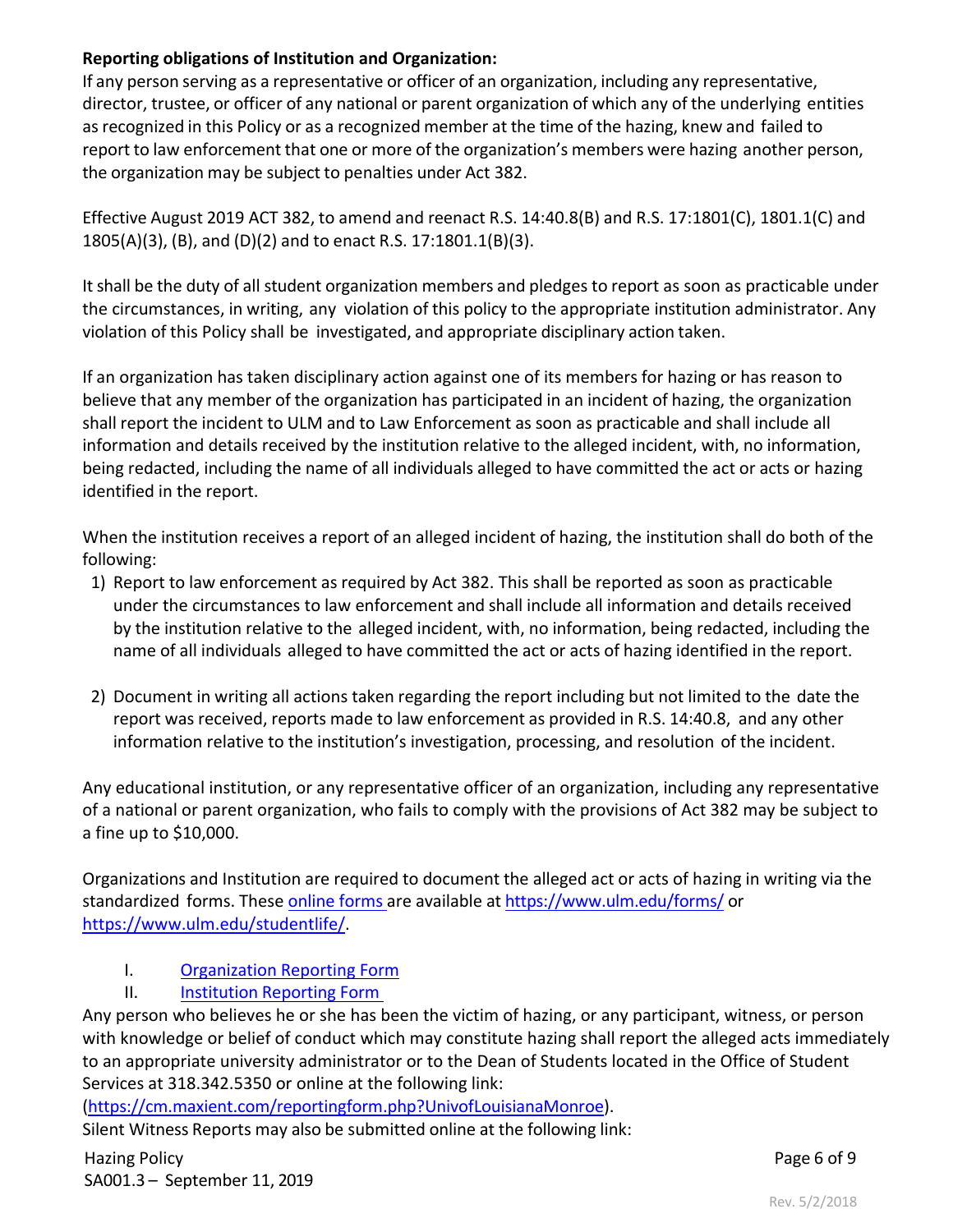**Reporting obligations of Institution and Organization:**

If any person serving as a representative or officer of an organization, including any representative, director, trustee, or officer of any national or parent organization of which any of the underlying entities as recognized in this Policy or as a recognized member at the time of the hazing, knew and failed to report to law enforcement that one or more of the organization's members were hazing another person, the organization may be subject to penalties under Act 382.

Effective August 2019 ACT 382, to amend and reenact R.S. 14:40.8(B) and R.S. 17:1801(C), 1801.1(C) and 1805(A)(3), (B), and (D)(2) and to enact R.S. 17:1801.1(B)(3).

It shall be the duty of all student organization members and pledges to report as soon as practicable under the circumstances, in writing, any violation of this policy to the appropriate institution administrator. Any violation of this Policy shall be investigated, and appropriate disciplinary action taken.

If an organization has taken disciplinary action against one of its members for hazing or has reason to believe that any member of the organization has participated in an incident of hazing, the organization shall report the incident to ULM and to Law Enforcement as soon as practicable and shall include all information and details received by the institution relative to the alleged incident, with, no information, being redacted, including the name of all individuals alleged to have committed the act or acts or hazing identified in the report.

When the institution receives a report of an alleged incident of hazing, the institution shall do both of the following:

1) Report to law enforcement as required by Act 382. This shall be reported as soon as practicable under the circumstances to law enforcement and shall include all information and details received by the institution relative to the alleged incident, with, no information, being redacted, including the name of all individuals alleged to have committed the act or acts of hazing identified in the report.

2) Document in writing all actions taken regarding the report including but not limited to the date the report was received, reports made to law enforcement as provided in R.S. 14:40.8, and any other information relative to the institution's investigation, processing, and resolution of the incident.

Any educational institution, or any representative officer of an organization, including any representative of a national or parent organization, who fails to comply with the provisions of Act 382 may be subject to a fine up to $10,000.

Organizations and Institution are required to document the alleged act or acts of hazing in writing via the standardized forms. These online forms are available at https://www.ulm.edu/forms/ or https://www.ulm.edu/studentlife/.

I. Organization Reporting Form
II. Institution Reporting Form

Any person who believes he or she has been the victim of hazing, or any participant, witness, or person with knowledge or belief of conduct which may constitute hazing shall report the alleged acts immediately to an appropriate university administrator or to the Dean of Students located in the Office of Student Services at 318.342.5350 or online at the following link:
(https://cm.maxient.com/reportingform.php?UnivofLouisianaMonroe).
Silent Witness Reports may also be submitted online at the following link: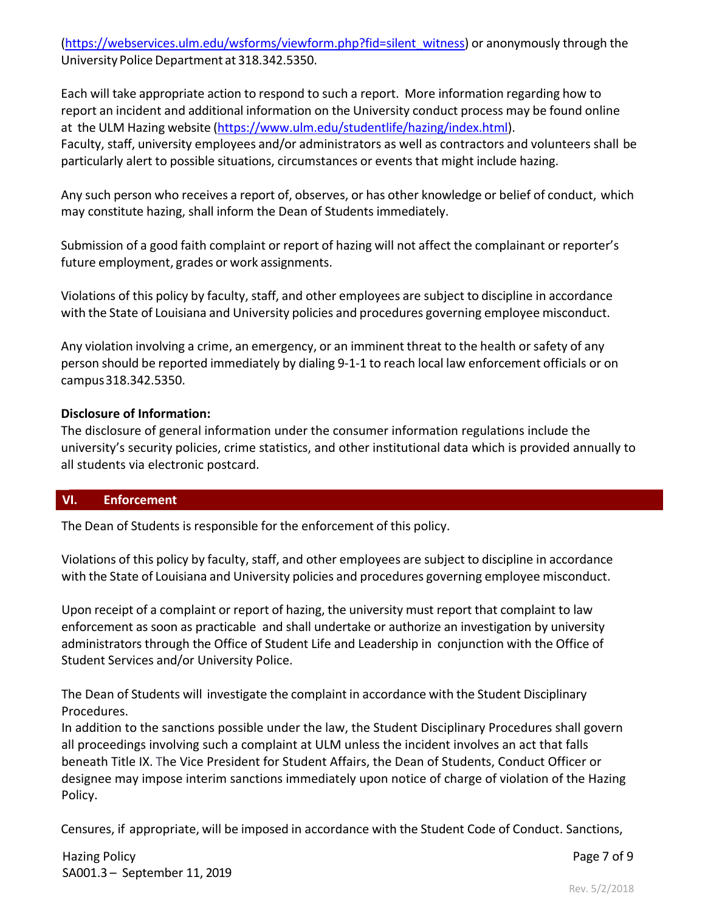(https://webservices.ulm.edu/wsforms/viewform.php?fid=silent_witness) or anonymously through the University Police Department at 318.342.5350.

Each will take appropriate action to respond to such a report. More information regarding how to report an incident and additional information on the University conduct process may be found online at the ULM Hazing website (https://www.ulm.edu/studentlife/hazing/index.html).
Faculty, staff, university employees and/or administrators as well as contractors and volunteers shall be particularly alert to possible situations, circumstances or events that might include hazing.

Any such person who receives a report of, observes, or has other knowledge or belief of conduct, which may constitute hazing, shall inform the Dean of Students immediately.

Submission of a good faith complaint or report of hazing will not affect the complainant or reporter's future employment, grades or work assignments.

Violations of this policy by faculty, staff, and other employees are subject to discipline in accordance with the State of Louisiana and University policies and procedures governing employee misconduct.

Any violation involving a crime, an emergency, or an imminent threat to the health or safety of any person should be reported immediately by dialing 9-1-1 to reach local law enforcement officials or on campus 318.342.5350.

**Disclosure of Information:**
The disclosure of general information under the consumer information regulations include the university's security policies, crime statistics, and other institutional data which is provided annually to all students via electronic postcard.

## VI. Enforcement

The Dean of Students is responsible for the enforcement of this policy.

Violations of this policy by faculty, staff, and other employees are subject to discipline in accordance with the State of Louisiana and University policies and procedures governing employee misconduct.

Upon receipt of a complaint or report of hazing, the university must report that complaint to law enforcement as soon as practicable and shall undertake or authorize an investigation by university administrators through the Office of Student Life and Leadership in conjunction with the Office of Student Services and/or University Police.

The Dean of Students will investigate the complaint in accordance with the Student Disciplinary Procedures.
In addition to the sanctions possible under the law, the Student Disciplinary Procedures shall govern all proceedings involving such a complaint at ULM unless the incident involves an act that falls beneath Title IX. The Vice President for Student Affairs, the Dean of Students, Conduct Officer or designee may impose interim sanctions immediately upon notice of charge of violation of the Hazing Policy.

Censures, if appropriate, will be imposed in accordance with the Student Code of Conduct. Sanctions,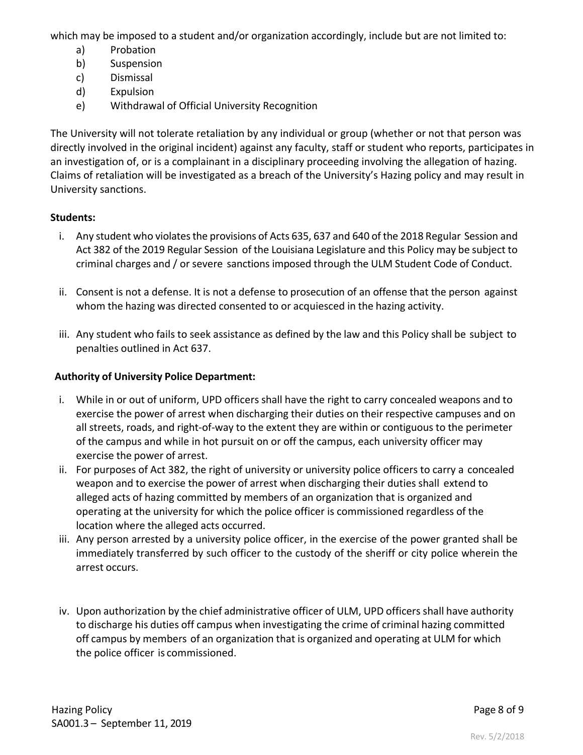which may be imposed to a student and/or organization accordingly, include but are not limited to:

a) Probation
b) Suspension
c) Dismissal
d) Expulsion
e) Withdrawal of Official University Recognition

The University will not tolerate retaliation by any individual or group (whether or not that person was directly involved in the original incident) against any faculty, staff or student who reports, participates in an investigation of, or is a complainant in a disciplinary proceeding involving the allegation of hazing. Claims of retaliation will be investigated as a breach of the University's Hazing policy and may result in University sanctions.

**Students:**

i. Any student who violates the provisions of Acts 635, 637 and 640 of the 2018 Regular Session and Act 382 of the 2019 Regular Session of the Louisiana Legislature and this Policy may be subject to criminal charges and / or severe sanctions imposed through the ULM Student Code of Conduct.

ii. Consent is not a defense. It is not a defense to prosecution of an offense that the person against whom the hazing was directed consented to or acquiesced in the hazing activity.

iii. Any student who fails to seek assistance as defined by the law and this Policy shall be subject to penalties outlined in Act 637.

**Authority of University Police Department:**

i. While in or out of uniform, UPD officers shall have the right to carry concealed weapons and to exercise the power of arrest when discharging their duties on their respective campuses and on all streets, roads, and right-of-way to the extent they are within or contiguous to the perimeter of the campus and while in hot pursuit on or off the campus, each university officer may exercise the power of arrest.

ii. For purposes of Act 382, the right of university or university police officers to carry a concealed weapon and to exercise the power of arrest when discharging their duties shall extend to alleged acts of hazing committed by members of an organization that is organized and operating at the university for which the police officer is commissioned regardless of the location where the alleged acts occurred.

iii. Any person arrested by a university police officer, in the exercise of the power granted shall be immediately transferred by such officer to the custody of the sheriff or city police wherein the arrest occurs.

iv. Upon authorization by the chief administrative officer of ULM, UPD officers shall have authority to discharge his duties off campus when investigating the crime of criminal hazing committed off campus by members of an organization that is organized and operating at ULM for which the police officer is commissioned.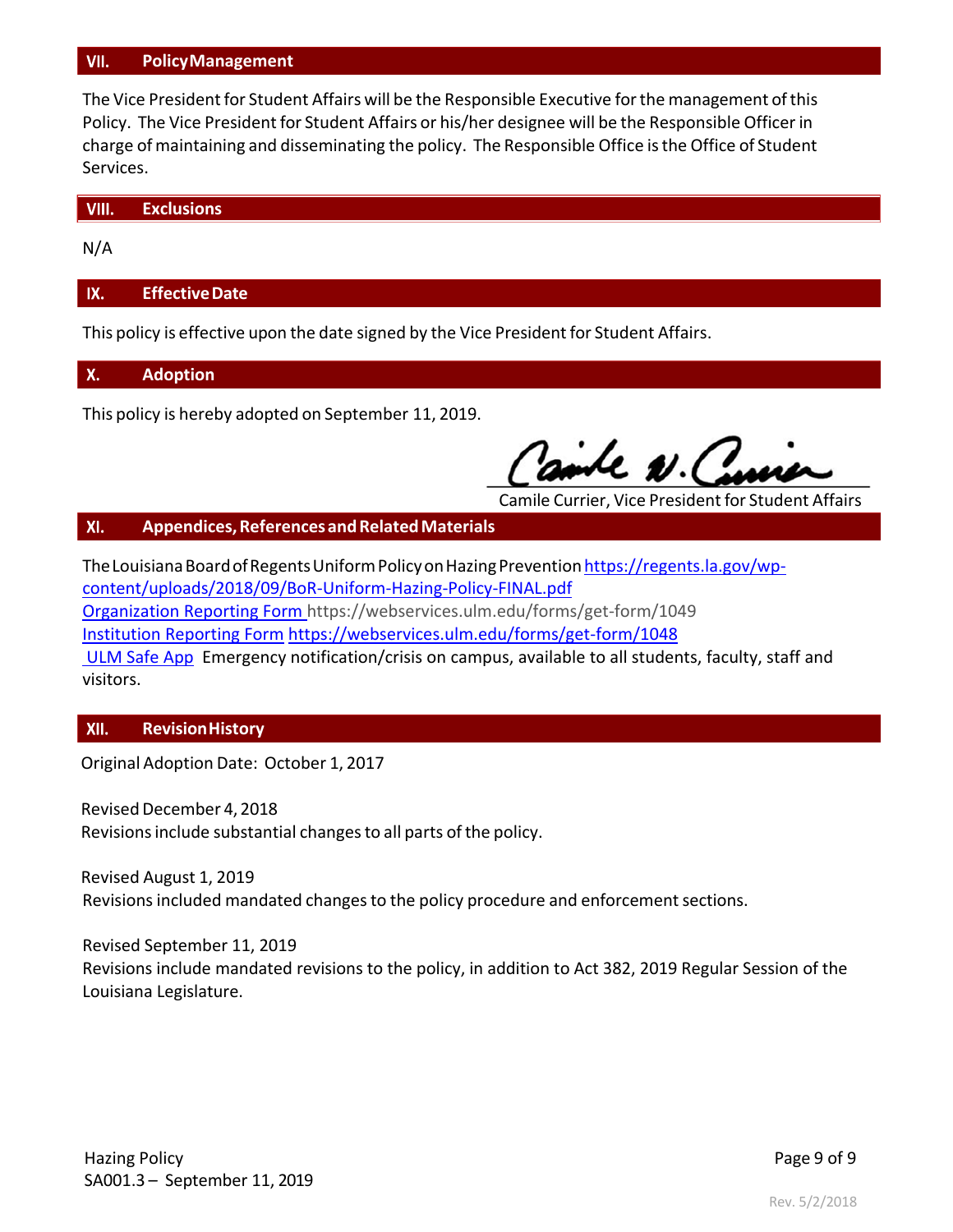## VII. Policy Management

The Vice President for Student Affairs will be the Responsible Executive for the management of this Policy. The Vice President for Student Affairs or his/her designee will be the Responsible Officer in charge of maintaining and disseminating the policy. The Responsible Office is the Office of Student Services.

## VIII. Exclusions

N/A

## IX. Effective Date

This policy is effective upon the date signed by the Vice President for Student Affairs.

## X. Adoption

This policy is hereby adopted on September 11, 2019.

Camile Currier, Vice President for Student Affairs

## XI. Appendices, References and Related Materials

The Louisiana Board of Regents Uniform Policy on Hazing Prevention https://regents.la.gov/wp-content/uploads/2018/09/BoR-Uniform-Hazing-Policy-FINAL.pdf
Organization Reporting Form https://webservices.ulm.edu/forms/get-form/1049
Institution Reporting Form https://webservices.ulm.edu/forms/get-form/1048
ULM Safe App Emergency notification/crisis on campus, available to all students, faculty, staff and visitors.

## XII. Revision History

Original Adoption Date: October 1, 2017

Revised December 4, 2018
Revisions include substantial changes to all parts of the policy.

Revised August 1, 2019
Revisions included mandated changes to the policy procedure and enforcement sections.

Revised September 11, 2019
Revisions include mandated revisions to the policy, in addition to Act 382, 2019 Regular Session of the Louisiana Legislature.